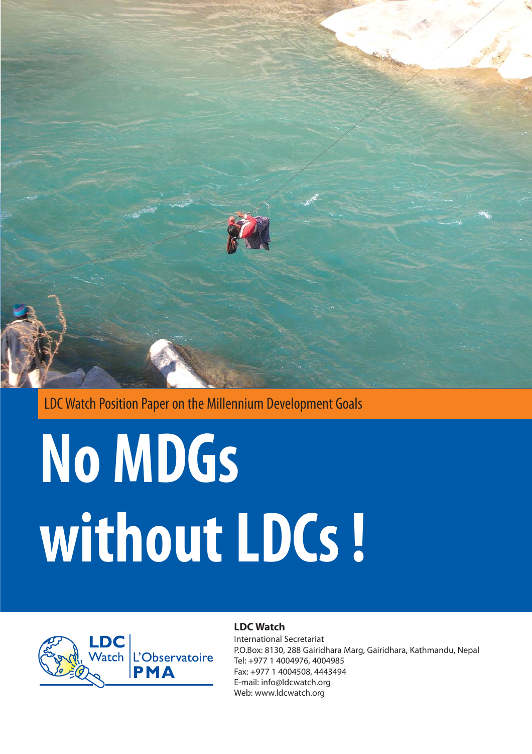LDC Watch Position Paper on the Millennium Development Goals

# No MDGs without LDCs !

LDC Watch | L'Observatoire PMA

**LDC Watch**
International Secretariat
P.O.Box: 8130, 288 Gairidhara Marg, Gairidhara, Kathmandu, Nepal
Tel: +977 1 4004976, 4004985
Fax: +977 1 4004508, 4443494
E-mail: info@ldcwatch.org
Web: www.ldcwatch.org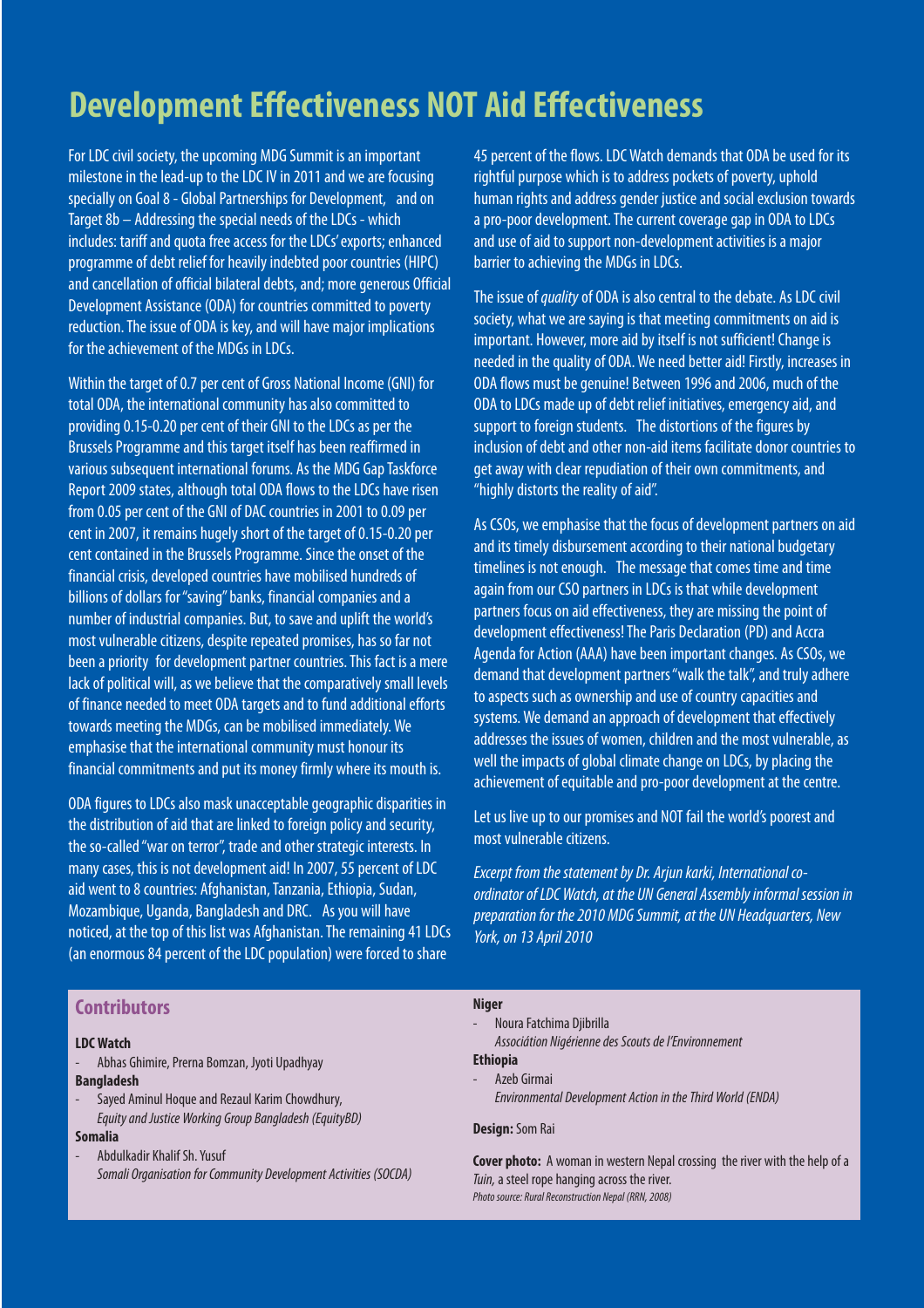# Development Effectiveness NOT Aid Effectiveness

For LDC civil society, the upcoming MDG Summit is an important milestone in the lead-up to the LDC IV in 2011 and we are focusing specially on Goal 8 - Global Partnerships for Development, and on Target 8b – Addressing the special needs of the LDCs - which includes: tariff and quota free access for the LDCs' exports; enhanced programme of debt relief for heavily indebted poor countries (HIPC) and cancellation of official bilateral debts, and; more generous Official Development Assistance (ODA) for countries committed to poverty reduction. The issue of ODA is key, and will have major implications for the achievement of the MDGs in LDCs.

Within the target of 0.7 per cent of Gross National Income (GNI) for total ODA, the international community has also committed to providing 0.15-0.20 per cent of their GNI to the LDCs as per the Brussels Programme and this target itself has been reaffirmed in various subsequent international forums. As the MDG Gap Taskforce Report 2009 states, although total ODA flows to the LDCs have risen from 0.05 per cent of the GNI of DAC countries in 2001 to 0.09 per cent in 2007, it remains hugely short of the target of 0.15-0.20 per cent contained in the Brussels Programme. Since the onset of the financial crisis, developed countries have mobilised hundreds of billions of dollars for "saving" banks, financial companies and a number of industrial companies. But, to save and uplift the world's most vulnerable citizens, despite repeated promises, has so far not been a priority for development partner countries. This fact is a mere lack of political will, as we believe that the comparatively small levels of finance needed to meet ODA targets and to fund additional efforts towards meeting the MDGs, can be mobilised immediately. We emphasise that the international community must honour its financial commitments and put its money firmly where its mouth is.

ODA figures to LDCs also mask unacceptable geographic disparities in the distribution of aid that are linked to foreign policy and security, the so-called "war on terror", trade and other strategic interests. In many cases, this is not development aid! In 2007, 55 percent of LDC aid went to 8 countries: Afghanistan, Tanzania, Ethiopia, Sudan, Mozambique, Uganda, Bangladesh and DRC. As you will have noticed, at the top of this list was Afghanistan. The remaining 41 LDCs (an enormous 84 percent of the LDC population) were forced to share 45 percent of the flows. LDC Watch demands that ODA be used for its rightful purpose which is to address pockets of poverty, uphold human rights and address gender justice and social exclusion towards a pro-poor development. The current coverage gap in ODA to LDCs and use of aid to support non-development activities is a major barrier to achieving the MDGs in LDCs.

The issue of *quality* of ODA is also central to the debate. As LDC civil society, what we are saying is that meeting commitments on aid is important. However, more aid by itself is not sufficient! Change is needed in the quality of ODA. We need better aid! Firstly, increases in ODA flows must be genuine! Between 1996 and 2006, much of the ODA to LDCs made up of debt relief initiatives, emergency aid, and support to foreign students. The distortions of the figures by inclusion of debt and other non-aid items facilitate donor countries to get away with clear repudiation of their own commitments, and "highly distorts the reality of aid".

As CSOs, we emphasise that the focus of development partners on aid and its timely disbursement according to their national budgetary timelines is not enough. The message that comes time and time again from our CSO partners in LDCs is that while development partners focus on aid effectiveness, they are missing the point of development effectiveness! The Paris Declaration (PD) and Accra Agenda for Action (AAA) have been important changes. As CSOs, we demand that development partners "walk the talk", and truly adhere to aspects such as ownership and use of country capacities and systems. We demand an approach of development that effectively addresses the issues of women, children and the most vulnerable, as well the impacts of global climate change on LDCs, by placing the achievement of equitable and pro-poor development at the centre.

Let us live up to our promises and NOT fail the world's poorest and most vulnerable citizens.

*Excerpt from the statement by Dr. Arjun karki, International co-ordinator of LDC Watch, at the UN General Assembly informal session in preparation for the 2010 MDG Summit, at the UN Headquarters, New York, on 13 April 2010*

## Contributors

**LDC Watch**
- Abhas Ghimire, Prerna Bomzan, Jyoti Upadhyay

**Bangladesh**
- Sayed Aminul Hoque and Rezaul Karim Chowdhury,
  *Equity and Justice Working Group Bangladesh (EquityBD)*

**Somalia**
- Abdulkadir Khalif Sh. Yusuf
  *Somali Organisation for Community Development Activities (SOCDA)*

**Niger**
- Noura Fatchima Djibrilla
  *Associátion Nigérienne des Scouts de l'Environnement*

**Ethiopia**
- Azeb Girmai
  *Environmental Development Action in the Third World (ENDA)*

**Design:** Som Rai

**Cover photo:** A woman in western Nepal crossing the river with the help of a *Tuin*, a steel rope hanging across the river.
*Photo source: Rural Reconstruction Nepal (RRN, 2008)*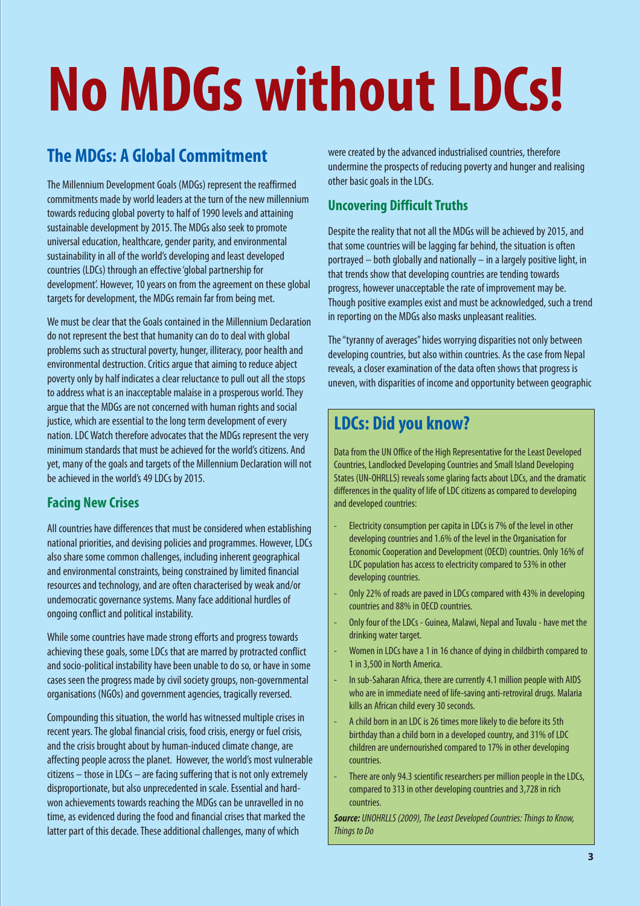# No MDGs without LDCs!

## The MDGs: A Global Commitment

The Millennium Development Goals (MDGs) represent the reaffirmed commitments made by world leaders at the turn of the new millennium towards reducing global poverty to half of 1990 levels and attaining sustainable development by 2015. The MDGs also seek to promote universal education, healthcare, gender parity, and environmental sustainability in all of the world's developing and least developed countries (LDCs) through an effective 'global partnership for development'. However, 10 years on from the agreement on these global targets for development, the MDGs remain far from being met.

We must be clear that the Goals contained in the Millennium Declaration do not represent the best that humanity can do to deal with global problems such as structural poverty, hunger, illiteracy, poor health and environmental destruction. Critics argue that aiming to reduce abject poverty only by half indicates a clear reluctance to pull out all the stops to address what is an inacceptable malaise in a prosperous world. They argue that the MDGs are not concerned with human rights and social justice, which are essential to the long term development of every nation. LDC Watch therefore advocates that the MDGs represent the very minimum standards that must be achieved for the world's citizens. And yet, many of the goals and targets of the Millennium Declaration will not be achieved in the world's 49 LDCs by 2015.

### Facing New Crises

All countries have differences that must be considered when establishing national priorities, and devising policies and programmes. However, LDCs also share some common challenges, including inherent geographical and environmental constraints, being constrained by limited financial resources and technology, and are often characterised by weak and/or undemocratic governance systems. Many face additional hurdles of ongoing conflict and political instability.

While some countries have made strong efforts and progress towards achieving these goals, some LDCs that are marred by protracted conflict and socio-political instability have been unable to do so, or have in some cases seen the progress made by civil society groups, non-governmental organisations (NGOs) and government agencies, tragically reversed.

Compounding this situation, the world has witnessed multiple crises in recent years. The global financial crisis, food crisis, energy or fuel crisis, and the crisis brought about by human-induced climate change, are affecting people across the planet. However, the world's most vulnerable citizens – those in LDCs – are facing suffering that is not only extremely disproportionate, but also unprecedented in scale. Essential and hard-won achievements towards reaching the MDGs can be unravelled in no time, as evidenced during the food and financial crises that marked the latter part of this decade. These additional challenges, many of which were created by the advanced industrialised countries, therefore undermine the prospects of reducing poverty and hunger and realising other basic goals in the LDCs.

### Uncovering Difficult Truths

Despite the reality that not all the MDGs will be achieved by 2015, and that some countries will be lagging far behind, the situation is often portrayed – both globally and nationally – in a largely positive light, in that trends show that developing countries are tending towards progress, however unacceptable the rate of improvement may be. Though positive examples exist and must be acknowledged, such a trend in reporting on the MDGs also masks unpleasant realities.

The "tyranny of averages" hides worrying disparities not only between developing countries, but also within countries. As the case from Nepal reveals, a closer examination of the data often shows that progress is uneven, with disparities of income and opportunity between geographic

## LDCs: Did you know?

Data from the UN Office of the High Representative for the Least Developed Countries, Landlocked Developing Countries and Small Island Developing States (UN-OHRLLS) reveals some glaring facts about LDCs, and the dramatic differences in the quality of life of LDC citizens as compared to developing and developed countries:

- Electricity consumption per capita in LDCs is 7% of the level in other developing countries and 1.6% of the level in the Organisation for Economic Cooperation and Development (OECD) countries. Only 16% of LDC population has access to electricity compared to 53% in other developing countries.
- Only 22% of roads are paved in LDCs compared with 43% in developing countries and 88% in OECD countries.
- Only four of the LDCs - Guinea, Malawi, Nepal and Tuvalu - have met the drinking water target.
- Women in LDCs have a 1 in 16 chance of dying in childbirth compared to 1 in 3,500 in North America.
- In sub-Saharan Africa, there are currently 4.1 million people with AIDS who are in immediate need of life-saving anti-retroviral drugs. Malaria kills an African child every 30 seconds.
- A child born in an LDC is 26 times more likely to die before its 5th birthday than a child born in a developed country, and 31% of LDC children are undernourished compared to 17% in other developing countries.
- There are only 94.3 scientific researchers per million people in the LDCs, compared to 313 in other developing countries and 3,728 in rich countries.

***Source:*** *UNOHRLLS (2009), The Least Developed Countries: Things to Know, Things to Do*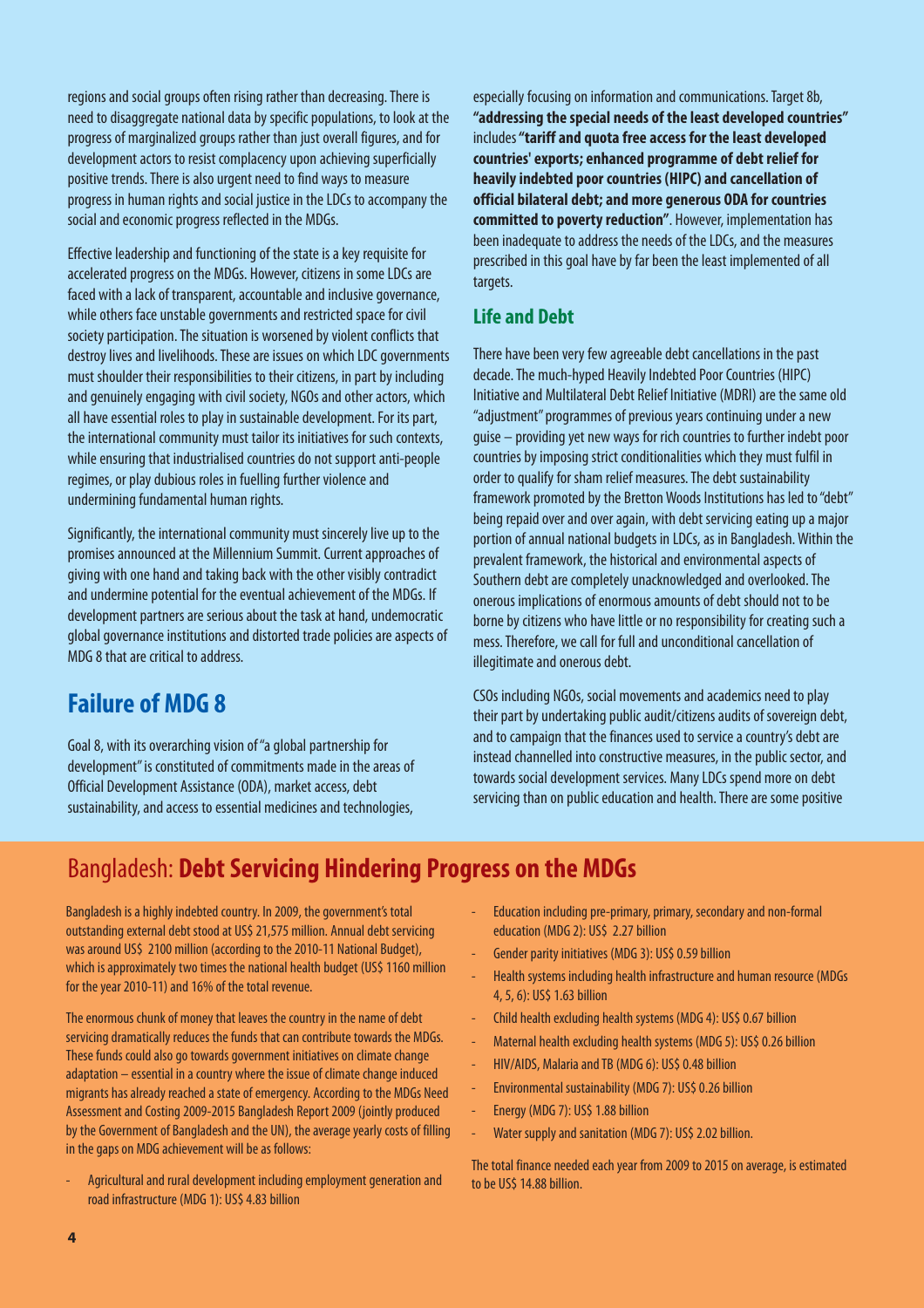regions and social groups often rising rather than decreasing. There is need to disaggregate national data by specific populations, to look at the progress of marginalized groups rather than just overall figures, and for development actors to resist complacency upon achieving superficially positive trends. There is also urgent need to find ways to measure progress in human rights and social justice in the LDCs to accompany the social and economic progress reflected in the MDGs.

Effective leadership and functioning of the state is a key requisite for accelerated progress on the MDGs. However, citizens in some LDCs are faced with a lack of transparent, accountable and inclusive governance, while others face unstable governments and restricted space for civil society participation. The situation is worsened by violent conflicts that destroy lives and livelihoods. These are issues on which LDC governments must shoulder their responsibilities to their citizens, in part by including and genuinely engaging with civil society, NGOs and other actors, which all have essential roles to play in sustainable development. For its part, the international community must tailor its initiatives for such contexts, while ensuring that industrialised countries do not support anti-people regimes, or play dubious roles in fuelling further violence and undermining fundamental human rights.

Significantly, the international community must sincerely live up to the promises announced at the Millennium Summit. Current approaches of giving with one hand and taking back with the other visibly contradict and undermine potential for the eventual achievement of the MDGs. If development partners are serious about the task at hand, undemocratic global governance institutions and distorted trade policies are aspects of MDG 8 that are critical to address.

## Failure of MDG 8

Goal 8, with its overarching vision of "a global partnership for development" is constituted of commitments made in the areas of Official Development Assistance (ODA), market access, debt sustainability, and access to essential medicines and technologies, especially focusing on information and communications. Target 8b, **"addressing the special needs of the least developed countries"** includes **"tariff and quota free access for the least developed countries' exports; enhanced programme of debt relief for heavily indebted poor countries (HIPC) and cancellation of official bilateral debt; and more generous ODA for countries committed to poverty reduction"**. However, implementation has been inadequate to address the needs of the LDCs, and the measures prescribed in this goal have by far been the least implemented of all targets.

### Life and Debt

There have been very few agreeable debt cancellations in the past decade. The much-hyped Heavily Indebted Poor Countries (HIPC) Initiative and Multilateral Debt Relief Initiative (MDRI) are the same old "adjustment" programmes of previous years continuing under a new guise – providing yet new ways for rich countries to further indebt poor countries by imposing strict conditionalities which they must fulfil in order to qualify for sham relief measures. The debt sustainability framework promoted by the Bretton Woods Institutions has led to "debt" being repaid over and over again, with debt servicing eating up a major portion of annual national budgets in LDCs, as in Bangladesh. Within the prevalent framework, the historical and environmental aspects of Southern debt are completely unacknowledged and overlooked. The onerous implications of enormous amounts of debt should not to be borne by citizens who have little or no responsibility for creating such a mess. Therefore, we call for full and unconditional cancellation of illegitimate and onerous debt.

CSOs including NGOs, social movements and academics need to play their part by undertaking public audit/citizens audits of sovereign debt, and to campaign that the finances used to service a country's debt are instead channelled into constructive measures, in the public sector, and towards social development services. Many LDCs spend more on debt servicing than on public education and health. There are some positive

## Bangladesh: **Debt Servicing Hindering Progress on the MDGs**

Bangladesh is a highly indebted country. In 2009, the government's total outstanding external debt stood at US$ 21,575 million. Annual debt servicing was around US$ 2100 million (according to the 2010-11 National Budget), which is approximately two times the national health budget (US$ 1160 million for the year 2010-11) and 16% of the total revenue.

The enormous chunk of money that leaves the country in the name of debt servicing dramatically reduces the funds that can contribute towards the MDGs. These funds could also go towards government initiatives on climate change adaptation – essential in a country where the issue of climate change induced migrants has already reached a state of emergency. According to the MDGs Need Assessment and Costing 2009-2015 Bangladesh Report 2009 (jointly produced by the Government of Bangladesh and the UN), the average yearly costs of filling in the gaps on MDG achievement will be as follows:

- Agricultural and rural development including employment generation and road infrastructure (MDG 1): US$ 4.83 billion
- Education including pre-primary, primary, secondary and non-formal education (MDG 2): US$ 2.27 billion
- Gender parity initiatives (MDG 3): US$ 0.59 billion
- Health systems including health infrastructure and human resource (MDGs 4, 5, 6): US$ 1.63 billion
- Child health excluding health systems (MDG 4): US$ 0.67 billion
- Maternal health excluding health systems (MDG 5): US$ 0.26 billion
- HIV/AIDS, Malaria and TB (MDG 6): US$ 0.48 billion
- Environmental sustainability (MDG 7): US$ 0.26 billion
- Energy (MDG 7): US$ 1.88 billion
- Water supply and sanitation (MDG 7): US$ 2.02 billion.

The total finance needed each year from 2009 to 2015 on average, is estimated to be US$ 14.88 billion.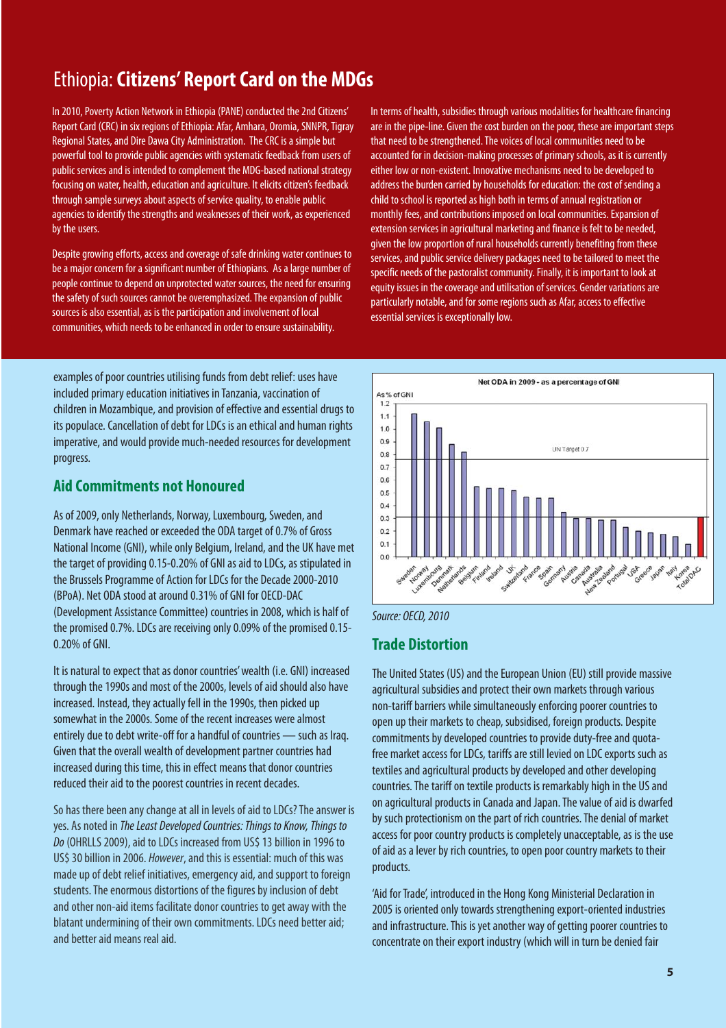## Ethiopia: **Citizens' Report Card on the MDGs**

In 2010, Poverty Action Network in Ethiopia (PANE) conducted the 2nd Citizens' Report Card (CRC) in six regions of Ethiopia: Afar, Amhara, Oromia, SNNPR, Tigray Regional States, and Dire Dawa City Administration. The CRC is a simple but powerful tool to provide public agencies with systematic feedback from users of public services and is intended to complement the MDG-based national strategy focusing on water, health, education and agriculture. It elicits citizen's feedback through sample surveys about aspects of service quality, to enable public agencies to identify the strengths and weaknesses of their work, as experienced by the users.

Despite growing efforts, access and coverage of safe drinking water continues to be a major concern for a significant number of Ethiopians. As a large number of people continue to depend on unprotected water sources, the need for ensuring the safety of such sources cannot be overemphasized. The expansion of public sources is also essential, as is the participation and involvement of local communities, which needs to be enhanced in order to ensure sustainability.

In terms of health, subsidies through various modalities for healthcare financing are in the pipe-line. Given the cost burden on the poor, these are important steps that need to be strengthened. The voices of local communities need to be accounted for in decision-making processes of primary schools, as it is currently either low or non-existent. Innovative mechanisms need to be developed to address the burden carried by households for education: the cost of sending a child to school is reported as high both in terms of annual registration or monthly fees, and contributions imposed on local communities. Expansion of extension services in agricultural marketing and finance is felt to be needed, given the low proportion of rural households currently benefiting from these services, and public service delivery packages need to be tailored to meet the specific needs of the pastoralist community. Finally, it is important to look at equity issues in the coverage and utilisation of services. Gender variations are particularly notable, and for some regions such as Afar, access to effective essential services is exceptionally low.

examples of poor countries utilising funds from debt relief: uses have included primary education initiatives in Tanzania, vaccination of children in Mozambique, and provision of effective and essential drugs to its populace. Cancellation of debt for LDCs is an ethical and human rights imperative, and would provide much-needed resources for development progress.

### Aid Commitments not Honoured

As of 2009, only Netherlands, Norway, Luxembourg, Sweden, and Denmark have reached or exceeded the ODA target of 0.7% of Gross National Income (GNI), while only Belgium, Ireland, and the UK have met the target of providing 0.15-0.20% of GNI as aid to LDCs, as stipulated in the Brussels Programme of Action for LDCs for the Decade 2000-2010 (BPoA). Net ODA stood at around 0.31% of GNI for OECD-DAC (Development Assistance Committee) countries in 2008, which is half of the promised 0.7%. LDCs are receiving only 0.09% of the promised 0.15-0.20% of GNI.

It is natural to expect that as donor countries' wealth (i.e. GNI) increased through the 1990s and most of the 2000s, levels of aid should also have increased. Instead, they actually fell in the 1990s, then picked up somewhat in the 2000s. Some of the recent increases were almost entirely due to debt write-off for a handful of countries — such as Iraq. Given that the overall wealth of development partner countries had increased during this time, this in effect means that donor countries reduced their aid to the poorest countries in recent decades.

So has there been any change at all in levels of aid to LDCs? The answer is yes. As noted in *The Least Developed Countries: Things to Know, Things to Do* (OHRLLS 2009), aid to LDCs increased from US$ 13 billion in 1996 to US$ 30 billion in 2006. *However*, and this is essential: much of this was made up of debt relief initiatives, emergency aid, and support to foreign students. The enormous distortions of the figures by inclusion of debt and other non-aid items facilitate donor countries to get away with the blatant undermining of their own commitments. LDCs need better aid; and better aid means real aid.

Net ODA in 2009 - as a percentage of GNI

Source: OECD, 2010

### Trade Distortion

The United States (US) and the European Union (EU) still provide massive agricultural subsidies and protect their own markets through various non-tariff barriers while simultaneously enforcing poorer countries to open up their markets to cheap, subsidised, foreign products. Despite commitments by developed countries to provide duty-free and quota-free market access for LDCs, tariffs are still levied on LDC exports such as textiles and agricultural products by developed and other developing countries. The tariff on textile products is remarkably high in the US and on agricultural products in Canada and Japan. The value of aid is dwarfed by such protectionism on the part of rich countries. The denial of market access for poor country products is completely unacceptable, as is the use of aid as a lever by rich countries, to open poor country markets to their products.

'Aid for Trade', introduced in the Hong Kong Ministerial Declaration in 2005 is oriented only towards strengthening export-oriented industries and infrastructure. This is yet another way of getting poorer countries to concentrate on their export industry (which will in turn be denied fair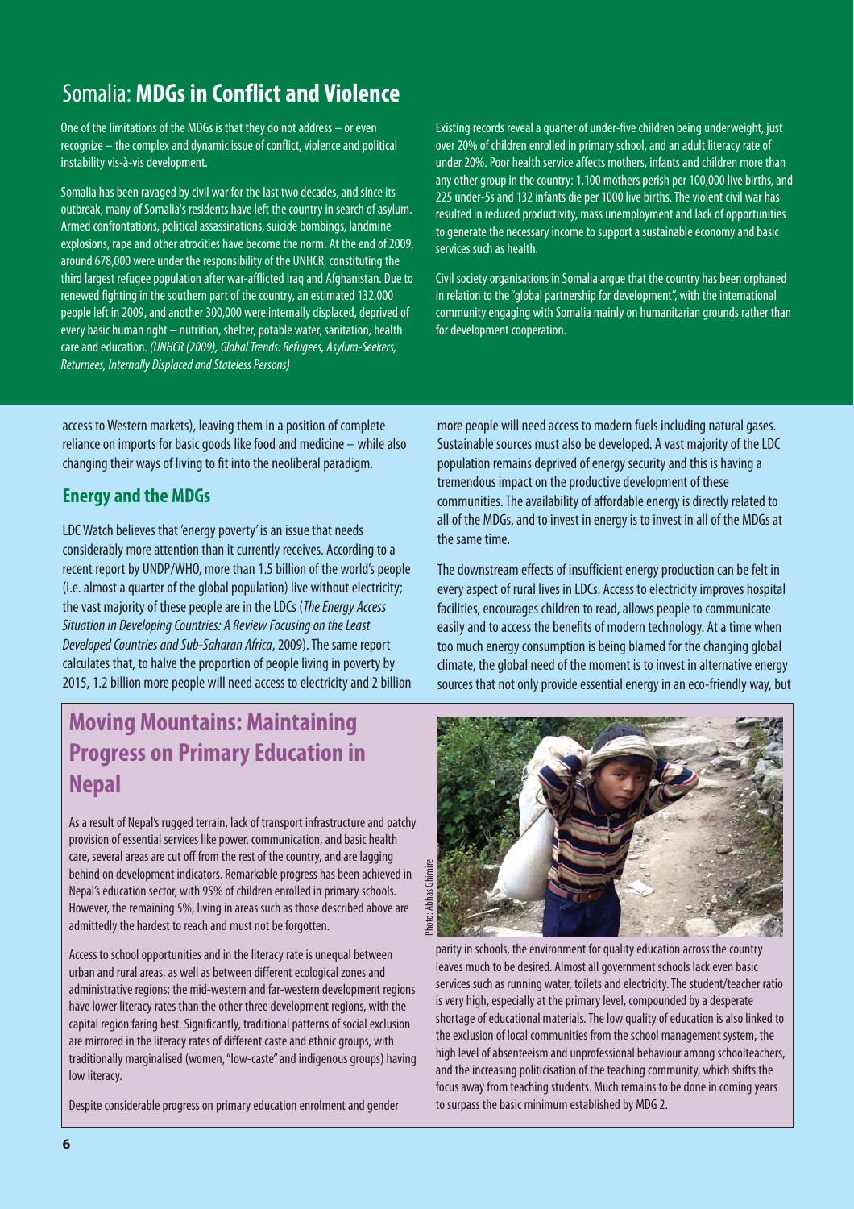## Somalia: **MDGs in Conflict and Violence**

One of the limitations of the MDGs is that they do not address – or even recognize – the complex and dynamic issue of conflict, violence and political instability vis-à-vis development.

Somalia has been ravaged by civil war for the last two decades, and since its outbreak, many of Somalia's residents have left the country in search of asylum. Armed confrontations, political assassinations, suicide bombings, landmine explosions, rape and other atrocities have become the norm. At the end of 2009, around 678,000 were under the responsibility of the UNHCR, constituting the third largest refugee population after war-afflicted Iraq and Afghanistan. Due to renewed fighting in the southern part of the country, an estimated 132,000 people left in 2009, and another 300,000 were internally displaced, deprived of every basic human right – nutrition, shelter, potable water, sanitation, health care and education. *(UNHCR (2009), Global Trends: Refugees, Asylum-Seekers, Returnees, Internally Displaced and Stateless Persons)*

Existing records reveal a quarter of under-five children being underweight, just over 20% of children enrolled in primary school, and an adult literacy rate of under 20%. Poor health service affects mothers, infants and children more than any other group in the country: 1,100 mothers perish per 100,000 live births, and 225 under-5s and 132 infants die per 1000 live births. The violent civil war has resulted in reduced productivity, mass unemployment and lack of opportunities to generate the necessary income to support a sustainable economy and basic services such as health.

Civil society organisations in Somalia argue that the country has been orphaned in relation to the "global partnership for development", with the international community engaging with Somalia mainly on humanitarian grounds rather than for development cooperation.

access to Western markets), leaving them in a position of complete reliance on imports for basic goods like food and medicine – while also changing their ways of living to fit into the neoliberal paradigm.

### Energy and the MDGs

LDC Watch believes that 'energy poverty' is an issue that needs considerably more attention than it currently receives. According to a recent report by UNDP/WHO, more than 1.5 billion of the world's people (i.e. almost a quarter of the global population) live without electricity; the vast majority of these people are in the LDCs (*The Energy Access Situation in Developing Countries: A Review Focusing on the Least Developed Countries and Sub-Saharan Africa*, 2009). The same report calculates that, to halve the proportion of people living in poverty by 2015, 1.2 billion more people will need access to electricity and 2 billion more people will need access to modern fuels including natural gases. Sustainable sources must also be developed. A vast majority of the LDC population remains deprived of energy security and this is having a tremendous impact on the productive development of these communities. The availability of affordable energy is directly related to all of the MDGs, and to invest in energy is to invest in all of the MDGs at the same time.

The downstream effects of insufficient energy production can be felt in every aspect of rural lives in LDCs. Access to electricity improves hospital facilities, encourages children to read, allows people to communicate easily and to access the benefits of modern technology. At a time when too much energy consumption is being blamed for the changing global climate, the global need of the moment is to invest in alternative energy sources that not only provide essential energy in an eco-friendly way, but

## Moving Mountains: Maintaining Progress on Primary Education in Nepal

As a result of Nepal's rugged terrain, lack of transport infrastructure and patchy provision of essential services like power, communication, and basic health care, several areas are cut off from the rest of the country, and are lagging behind on development indicators. Remarkable progress has been achieved in Nepal's education sector, with 95% of children enrolled in primary schools. However, the remaining 5%, living in areas such as those described above are admittedly the hardest to reach and must not be forgotten.

Access to school opportunities and in the literacy rate is unequal between urban and rural areas, as well as between different ecological zones and administrative regions; the mid-western and far-western development regions have lower literacy rates than the other three development regions, with the capital region faring best. Significantly, traditional patterns of social exclusion are mirrored in the literacy rates of different caste and ethnic groups, with traditionally marginalised (women, "low-caste" and indigenous groups) having low literacy.

Photo: Abhas Ghimire

Despite considerable progress on primary education enrolment and gender parity in schools, the environment for quality education across the country leaves much to be desired. Almost all government schools lack even basic services such as running water, toilets and electricity. The student/teacher ratio is very high, especially at the primary level, compounded by a desperate shortage of educational materials. The low quality of education is also linked to the exclusion of local communities from the school management system, the high level of absenteeism and unprofessional behaviour among schoolteachers, and the increasing politicisation of the teaching community, which shifts the focus away from teaching students. Much remains to be done in coming years to surpass the basic minimum established by MDG 2.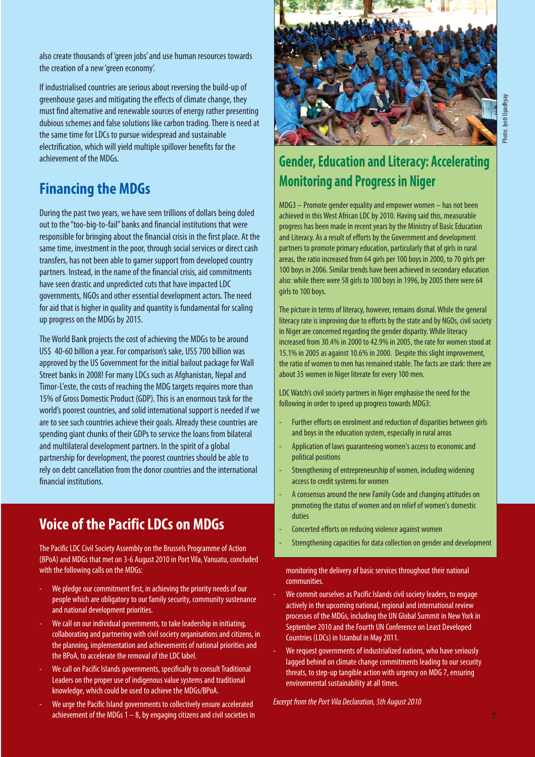also create thousands of 'green jobs' and use human resources towards the creation of a new 'green economy'.

If industrialised countries are serious about reversing the build-up of greenhouse gases and mitigating the effects of climate change, they must find alternative and renewable sources of energy rather presenting dubious schemes and false solutions like carbon trading. There is need at the same time for LDCs to pursue widespread and sustainable electrification, which will yield multiple spillover benefits for the achievement of the MDGs.

## Financing the MDGs

During the past two years, we have seen trillions of dollars being doled out to the "too-big-to-fail" banks and financial institutions that were responsible for bringing about the financial crisis in the first place. At the same time, investment in the poor, through social services or direct cash transfers, has not been able to garner support from developed country partners. Instead, in the name of the financial crisis, aid commitments have seen drastic and unpredicted cuts that have impacted LDC governments, NGOs and other essential development actors. The need for aid that is higher in quality and quantity is fundamental for scaling up progress on the MDGs by 2015.

The World Bank projects the cost of achieving the MDGs to be around US$ 40-60 billion a year. For comparison's sake, US$ 700 billion was approved by the US Government for the initial bailout package for Wall Street banks in 2008! For many LDCs such as Afghanistan, Nepal and Timor-L'este, the costs of reaching the MDG targets requires more than 15% of Gross Domestic Product (GDP). This is an enormous task for the world's poorest countries, and solid international support is needed if we are to see such countries achieve their goals. Already these countries are spending giant chunks of their GDPs to service the loans from bilateral and multilateral development partners. In the spirit of a global partnership for development, the poorest countries should be able to rely on debt cancellation from the donor countries and the international financial institutions.

## Gender, Education and Literacy: Accelerating Monitoring and Progress in Niger

Photo: Jyoti Upadhyay

MDG3 – Promote gender equality and empower women – has not been achieved in this West African LDC by 2010. Having said this, measurable progress has been made in recent years by the Ministry of Basic Education and Literacy. As a result of efforts by the Government and development partners to promote primary education, particularly that of girls in rural areas, the ratio increased from 64 girls per 100 boys in 2000, to 70 girls per 100 boys in 2006. Similar trends have been achieved in secondary education also: while there were 58 girls to 100 boys in 1996, by 2005 there were 64 girls to 100 boys.

The picture in terms of literacy, however, remains dismal. While the general literacy rate is improving due to efforts by the state and by NGOs, civil society in Niger are concerned regarding the gender disparity. While literacy increased from 30.4% in 2000 to 42.9% in 2005, the rate for women stood at 15.1% in 2005 as against 10.6% in 2000. Despite this slight improvement, the ratio of women to men has remained stable. The facts are stark: there are about 35 women in Niger literate for every 100 men.

LDC Watch's civil society partners in Niger emphasise the need for the following in order to speed up progress towards MDG3:

- Further efforts on enrolment and reduction of disparities between girls and boys in the education system, especially in rural areas
- Application of laws guaranteeing women's access to economic and political positions
- Strengthening of entrepreneurship of women, including widening access to credit systems for women
- A consensus around the new Family Code and changing attitudes on promoting the status of women and on relief of women's domestic duties
- Concerted efforts on reducing violence against women
- Strengthening capacities for data collection on gender and development

## Voice of the Pacific LDCs on MDGs

The Pacific LDC Civil Society Assembly on the Brussels Programme of Action (BPoA) and MDGs that met on 3-6 August 2010 in Port Vila, Vanuatu, concluded with the following calls on the MDGs:

- We pledge our commitment first, in achieving the priority needs of our people which are obligatory to our family security, community sustenance and national development priorities.
- We call on our individual governments, to take leadership in initiating, collaborating and partnering with civil society organisations and citizens, in the planning, implementation and achievements of national priorities and the BPoA, to accelerate the removal of the LDC label.
- We call on Pacific Islands governments, specifically to consult Traditional Leaders on the proper use of indigenous value systems and traditional knowledge, which could be used to achieve the MDGs/BPoA.
- We urge the Pacific Island governments to collectively ensure accelerated achievement of the MDGs 1 – 8, by engaging citizens and civil societies in monitoring the delivery of basic services throughout their national communities.
- We commit ourselves as Pacific Islands civil society leaders, to engage actively in the upcoming national, regional and international review processes of the MDGs, including the UN Global Summit in New York in September 2010 and the Fourth UN Conference on Least Developed Countries (LDCs) in Istanbul in May 2011.
- We request governments of industrialized nations, who have seriously lagged behind on climate change commitments leading to our security threats, to step-up tangible action with urgency on MDG 7, ensuring environmental sustainability at all times.

*Excerpt from the Port Vila Declaration, 5th August 2010*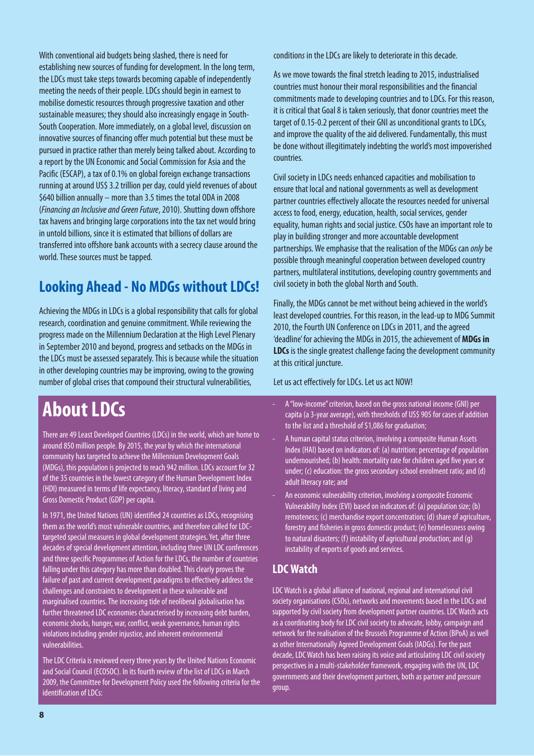With conventional aid budgets being slashed, there is need for establishing new sources of funding for development. In the long term, the LDCs must take steps towards becoming capable of independently meeting the needs of their people. LDCs should begin in earnest to mobilise domestic resources through progressive taxation and other sustainable measures; they should also increasingly engage in South-South Cooperation. More immediately, on a global level, discussion on innovative sources of financing offer much potential but these must be pursued in practice rather than merely being talked about. According to a report by the UN Economic and Social Commission for Asia and the Pacific (ESCAP), a tax of 0.1% on global foreign exchange transactions running at around US$ 3.2 trillion per day, could yield revenues of about $640 billion annually – more than 3.5 times the total ODA in 2008 (*Financing an Inclusive and Green Future*, 2010). Shutting down offshore tax havens and bringing large corporations into the tax net would bring in untold billions, since it is estimated that billions of dollars are transferred into offshore bank accounts with a secrecy clause around the world. These sources must be tapped.

## Looking Ahead - No MDGs without LDCs!

Achieving the MDGs in LDCs is a global responsibility that calls for global research, coordination and genuine commitment. While reviewing the progress made on the Millennium Declaration at the High Level Plenary in September 2010 and beyond, progress and setbacks on the MDGs in the LDCs must be assessed separately. This is because while the situation in other developing countries may be improving, owing to the growing number of global crises that compound their structural vulnerabilities, conditions in the LDCs are likely to deteriorate in this decade.

As we move towards the final stretch leading to 2015, industrialised countries must honour their moral responsibilities and the financial commitments made to developing countries and to LDCs. For this reason, it is critical that Goal 8 is taken seriously, that donor countries meet the target of 0.15-0.2 percent of their GNI as unconditional grants to LDCs, and improve the quality of the aid delivered. Fundamentally, this must be done without illegitimately indebting the world's most impoverished countries.

Civil society in LDCs needs enhanced capacities and mobilisation to ensure that local and national governments as well as development partner countries effectively allocate the resources needed for universal access to food, energy, education, health, social services, gender equality, human rights and social justice. CSOs have an important role to play in building stronger and more accountable development partnerships. We emphasise that the realisation of the MDGs can *only* be possible through meaningful cooperation between developed country partners, multilateral institutions, developing country governments and civil society in both the global North and South.

Finally, the MDGs cannot be met without being achieved in the world's least developed countries. For this reason, in the lead-up to MDG Summit 2010, the Fourth UN Conference on LDCs in 2011, and the agreed 'deadline' for achieving the MDGs in 2015, the achievement of **MDGs in LDCs** is the single greatest challenge facing the development community at this critical juncture.

Let us act effectively for LDCs. Let us act NOW!

# About LDCs

There are 49 Least Developed Countries (LDCs) in the world, which are home to around 850 million people. By 2015, the year by which the international community has targeted to achieve the Millennium Development Goals (MDGs), this population is projected to reach 942 million. LDCs account for 32 of the 35 countries in the lowest category of the Human Development Index (HDI) measured in terms of life expectancy, literacy, standard of living and Gross Domestic Product (GDP) per capita.

In 1971, the United Nations (UN) identified 24 countries as LDCs, recognising them as the world's most vulnerable countries, and therefore called for LDC-targeted special measures in global development strategies. Yet, after three decades of special development attention, including three UN LDC conferences and three specific Programmes of Action for the LDCs, the number of countries falling under this category has more than doubled. This clearly proves the failure of past and current development paradigms to effectively address the challenges and constraints to development in these vulnerable and marginalised countries. The increasing tide of neoliberal globalisation has further threatened LDC economies characterised by increasing debt burden, economic shocks, hunger, war, conflict, weak governance, human rights violations including gender injustice, and inherent environmental vulnerabilities.

The LDC Criteria is reviewed every three years by the United Nations Economic and Social Council (ECOSOC). In its fourth review of the list of LDCs in March 2009, the Committee for Development Policy used the following criteria for the identification of LDCs:

- A "low-income" criterion, based on the gross national income (GNI) per capita (a 3-year average), with thresholds of US$ 905 for cases of addition to the list and a threshold of $1,086 for graduation;
- A human capital status criterion, involving a composite Human Assets Index (HAI) based on indicators of: (a) nutrition: percentage of population undernourished; (b) health: mortality rate for children aged five years or under; (c) education: the gross secondary school enrolment ratio; and (d) adult literacy rate; and
- An economic vulnerability criterion, involving a composite Economic Vulnerability Index (EVI) based on indicators of: (a) population size; (b) remoteness; (c) merchandise export concentration; (d) share of agriculture, forestry and fisheries in gross domestic product; (e) homelessness owing to natural disasters; (f) instability of agricultural production; and (g) instability of exports of goods and services.

## LDC Watch

LDC Watch is a global alliance of national, regional and international civil society organisations (CSOs), networks and movements based in the LDCs and supported by civil society from development partner countries. LDC Watch acts as a coordinating body for LDC civil society to advocate, lobby, campaign and network for the realisation of the Brussels Programme of Action (BPoA) as well as other Internationally Agreed Development Goals (IADGs). For the past decade, LDC Watch has been raising its voice and articulating LDC civil society perspectives in a multi-stakeholder framework, engaging with the UN, LDC governments and their development partners, both as partner and pressure group.